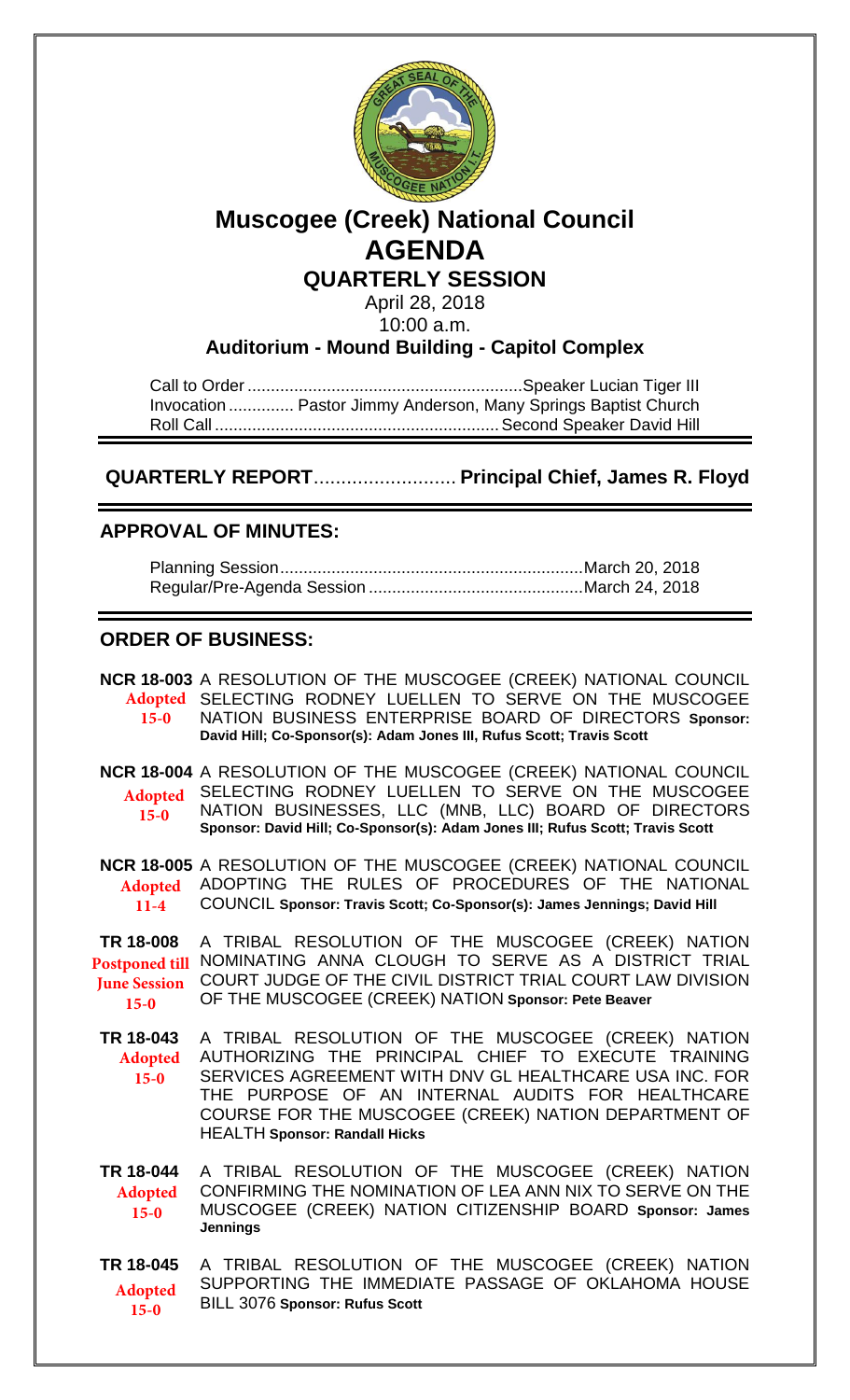# Muscogee (Creek) National Council
# AGENDA
## QUARTERLY SESSION

April 28, 2018
10:00 a.m.

**Auditorium - Mound Building - Capitol Complex**

Call to Order ............................................................Speaker Lucian Tiger III
Invocation .............. Pastor Jimmy Anderson, Many Springs Baptist Church
Roll Call ............................................................. Second Speaker David Hill

**QUARTERLY REPORT**.......................... **Principal Chief, James R. Floyd**

## APPROVAL OF MINUTES:

Planning Session...................................................................March 20, 2018
Regular/Pre-Agenda Session ..............................................March 24, 2018

## ORDER OF BUSINESS:

**NCR 18-003** Adopted 15-0 — A RESOLUTION OF THE MUSCOGEE (CREEK) NATIONAL COUNCIL SELECTING RODNEY LUELLEN TO SERVE ON THE MUSCOGEE NATION BUSINESS ENTERPRISE BOARD OF DIRECTORS **Sponsor: David Hill; Co-Sponsor(s): Adam Jones III, Rufus Scott; Travis Scott**

**NCR 18-004** Adopted 15-0 — A RESOLUTION OF THE MUSCOGEE (CREEK) NATIONAL COUNCIL SELECTING RODNEY LUELLEN TO SERVE ON THE MUSCOGEE NATION BUSINESSES, LLC (MNB, LLC) BOARD OF DIRECTORS **Sponsor: David Hill; Co-Sponsor(s): Adam Jones III; Rufus Scott; Travis Scott**

**NCR 18-005** Adopted 11-4 — A RESOLUTION OF THE MUSCOGEE (CREEK) NATIONAL COUNCIL ADOPTING THE RULES OF PROCEDURES OF THE NATIONAL COUNCIL **Sponsor: Travis Scott; Co-Sponsor(s): James Jennings; David Hill**

**TR 18-008** Postponed till June Session 15-0 — A TRIBAL RESOLUTION OF THE MUSCOGEE (CREEK) NATION NOMINATING ANNA CLOUGH TO SERVE AS A DISTRICT TRIAL COURT JUDGE OF THE CIVIL DISTRICT TRIAL COURT LAW DIVISION OF THE MUSCOGEE (CREEK) NATION **Sponsor: Pete Beaver**

**TR 18-043** Adopted 15-0 — A TRIBAL RESOLUTION OF THE MUSCOGEE (CREEK) NATION AUTHORIZING THE PRINCIPAL CHIEF TO EXECUTE TRAINING SERVICES AGREEMENT WITH DNV GL HEALTHCARE USA INC. FOR THE PURPOSE OF AN INTERNAL AUDITS FOR HEALTHCARE COURSE FOR THE MUSCOGEE (CREEK) NATION DEPARTMENT OF HEALTH **Sponsor: Randall Hicks**

**TR 18-044** Adopted 15-0 — A TRIBAL RESOLUTION OF THE MUSCOGEE (CREEK) NATION CONFIRMING THE NOMINATION OF LEA ANN NIX TO SERVE ON THE MUSCOGEE (CREEK) NATION CITIZENSHIP BOARD **Sponsor: James Jennings**

**TR 18-045** Adopted 15-0 — A TRIBAL RESOLUTION OF THE MUSCOGEE (CREEK) NATION SUPPORTING THE IMMEDIATE PASSAGE OF OKLAHOMA HOUSE BILL 3076 **Sponsor: Rufus Scott**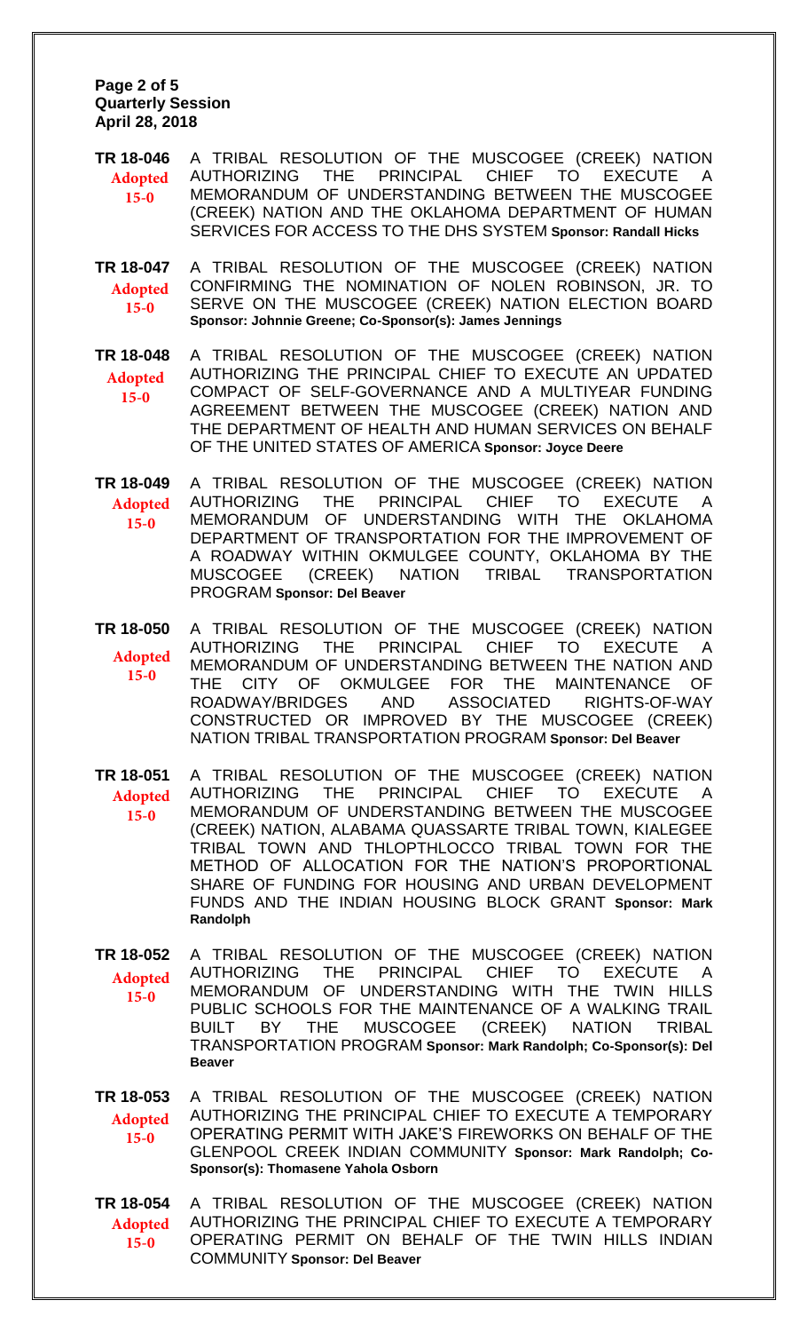**TR 18-046** **Adopted 15-0**
A TRIBAL RESOLUTION OF THE MUSCOGEE (CREEK) NATION AUTHORIZING THE PRINCIPAL CHIEF TO EXECUTE A MEMORANDUM OF UNDERSTANDING BETWEEN THE MUSCOGEE (CREEK) NATION AND THE OKLAHOMA DEPARTMENT OF HUMAN SERVICES FOR ACCESS TO THE DHS SYSTEM **Sponsor: Randall Hicks**

**TR 18-047** **Adopted 15-0**
A TRIBAL RESOLUTION OF THE MUSCOGEE (CREEK) NATION CONFIRMING THE NOMINATION OF NOLEN ROBINSON, JR. TO SERVE ON THE MUSCOGEE (CREEK) NATION ELECTION BOARD **Sponsor: Johnnie Greene; Co-Sponsor(s): James Jennings**

**TR 18-048** **Adopted 15-0**
A TRIBAL RESOLUTION OF THE MUSCOGEE (CREEK) NATION AUTHORIZING THE PRINCIPAL CHIEF TO EXECUTE AN UPDATED COMPACT OF SELF-GOVERNANCE AND A MULTIYEAR FUNDING AGREEMENT BETWEEN THE MUSCOGEE (CREEK) NATION AND THE DEPARTMENT OF HEALTH AND HUMAN SERVICES ON BEHALF OF THE UNITED STATES OF AMERICA **Sponsor: Joyce Deere**

**TR 18-049** **Adopted 15-0**
A TRIBAL RESOLUTION OF THE MUSCOGEE (CREEK) NATION AUTHORIZING THE PRINCIPAL CHIEF TO EXECUTE A MEMORANDUM OF UNDERSTANDING WITH THE OKLAHOMA DEPARTMENT OF TRANSPORTATION FOR THE IMPROVEMENT OF A ROADWAY WITHIN OKMULGEE COUNTY, OKLAHOMA BY THE MUSCOGEE (CREEK) NATION TRIBAL TRANSPORTATION PROGRAM **Sponsor: Del Beaver**

**TR 18-050** **Adopted 15-0**
A TRIBAL RESOLUTION OF THE MUSCOGEE (CREEK) NATION AUTHORIZING THE PRINCIPAL CHIEF TO EXECUTE A MEMORANDUM OF UNDERSTANDING BETWEEN THE NATION AND THE CITY OF OKMULGEE FOR THE MAINTENANCE OF ROADWAY/BRIDGES AND ASSOCIATED RIGHTS-OF-WAY CONSTRUCTED OR IMPROVED BY THE MUSCOGEE (CREEK) NATION TRIBAL TRANSPORTATION PROGRAM **Sponsor: Del Beaver**

**TR 18-051** **Adopted 15-0**
A TRIBAL RESOLUTION OF THE MUSCOGEE (CREEK) NATION AUTHORIZING THE PRINCIPAL CHIEF TO EXECUTE A MEMORANDUM OF UNDERSTANDING BETWEEN THE MUSCOGEE (CREEK) NATION, ALABAMA QUASSARTE TRIBAL TOWN, KIALEGEE TRIBAL TOWN AND THLOPTHLOCCO TRIBAL TOWN FOR THE METHOD OF ALLOCATION FOR THE NATION'S PROPORTIONAL SHARE OF FUNDING FOR HOUSING AND URBAN DEVELOPMENT FUNDS AND THE INDIAN HOUSING BLOCK GRANT **Sponsor: Mark Randolph**

**TR 18-052** **Adopted 15-0**
A TRIBAL RESOLUTION OF THE MUSCOGEE (CREEK) NATION AUTHORIZING THE PRINCIPAL CHIEF TO EXECUTE A MEMORANDUM OF UNDERSTANDING WITH THE TWIN HILLS PUBLIC SCHOOLS FOR THE MAINTENANCE OF A WALKING TRAIL BUILT BY THE MUSCOGEE (CREEK) NATION TRIBAL TRANSPORTATION PROGRAM **Sponsor: Mark Randolph; Co-Sponsor(s): Del Beaver**

**TR 18-053** **Adopted 15-0**
A TRIBAL RESOLUTION OF THE MUSCOGEE (CREEK) NATION AUTHORIZING THE PRINCIPAL CHIEF TO EXECUTE A TEMPORARY OPERATING PERMIT WITH JAKE'S FIREWORKS ON BEHALF OF THE GLENPOOL CREEK INDIAN COMMUNITY **Sponsor: Mark Randolph; Co-Sponsor(s): Thomasene Yahola Osborn**

**TR 18-054** **Adopted 15-0**
A TRIBAL RESOLUTION OF THE MUSCOGEE (CREEK) NATION AUTHORIZING THE PRINCIPAL CHIEF TO EXECUTE A TEMPORARY OPERATING PERMIT ON BEHALF OF THE TWIN HILLS INDIAN COMMUNITY **Sponsor: Del Beaver**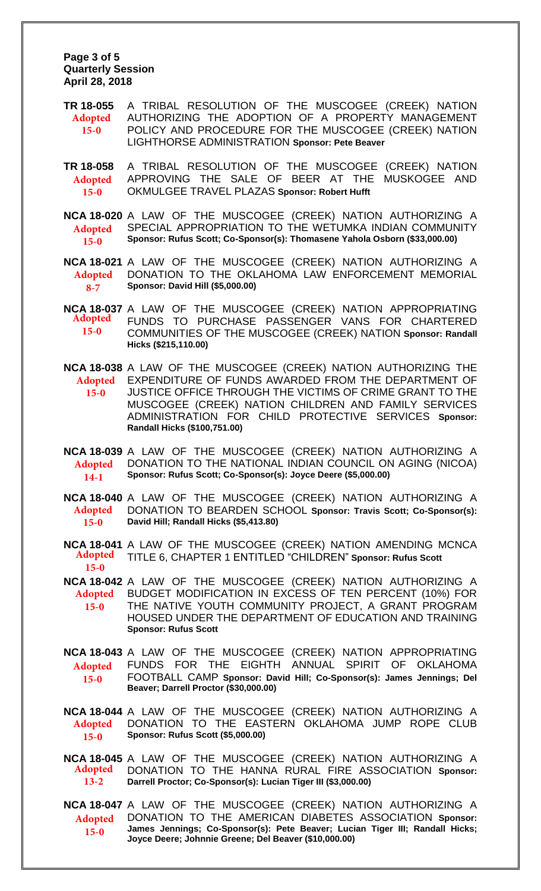**TR 18-055** Adopted 15-0 — A TRIBAL RESOLUTION OF THE MUSCOGEE (CREEK) NATION AUTHORIZING THE ADOPTION OF A PROPERTY MANAGEMENT POLICY AND PROCEDURE FOR THE MUSCOGEE (CREEK) NATION LIGHTHORSE ADMINISTRATION **Sponsor: Pete Beaver**

**TR 18-058** Adopted 15-0 — A TRIBAL RESOLUTION OF THE MUSCOGEE (CREEK) NATION APPROVING THE SALE OF BEER AT THE MUSKOGEE AND OKMULGEE TRAVEL PLAZAS **Sponsor: Robert Hufft**

**NCA 18-020** Adopted 15-0 — A LAW OF THE MUSCOGEE (CREEK) NATION AUTHORIZING A SPECIAL APPROPRIATION TO THE WETUMKA INDIAN COMMUNITY **Sponsor: Rufus Scott; Co-Sponsor(s): Thomasene Yahola Osborn ($33,000.00)**

**NCA 18-021** Adopted 8-7 — A LAW OF THE MUSCOGEE (CREEK) NATION AUTHORIZING A DONATION TO THE OKLAHOMA LAW ENFORCEMENT MEMORIAL **Sponsor: David Hill ($5,000.00)**

**NCA 18-037** Adopted 15-0 — A LAW OF THE MUSCOGEE (CREEK) NATION APPROPRIATING FUNDS TO PURCHASE PASSENGER VANS FOR CHARTERED COMMUNITIES OF THE MUSCOGEE (CREEK) NATION **Sponsor: Randall Hicks ($215,110.00)**

**NCA 18-038** Adopted 15-0 — A LAW OF THE MUSCOGEE (CREEK) NATION AUTHORIZING THE EXPENDITURE OF FUNDS AWARDED FROM THE DEPARTMENT OF JUSTICE OFFICE THROUGH THE VICTIMS OF CRIME GRANT TO THE MUSCOGEE (CREEK) NATION CHILDREN AND FAMILY SERVICES ADMINISTRATION FOR CHILD PROTECTIVE SERVICES **Sponsor: Randall Hicks ($100,751.00)**

**NCA 18-039** Adopted 14-1 — A LAW OF THE MUSCOGEE (CREEK) NATION AUTHORIZING A DONATION TO THE NATIONAL INDIAN COUNCIL ON AGING (NICOA) **Sponsor: Rufus Scott; Co-Sponsor(s): Joyce Deere ($5,000.00)**

**NCA 18-040** Adopted 15-0 — A LAW OF THE MUSCOGEE (CREEK) NATION AUTHORIZING A DONATION TO BEARDEN SCHOOL **Sponsor: Travis Scott; Co-Sponsor(s): David Hill; Randall Hicks ($5,413.80)**

**NCA 18-041** Adopted 15-0 — A LAW OF THE MUSCOGEE (CREEK) NATION AMENDING MCNCA TITLE 6, CHAPTER 1 ENTITLED "CHILDREN" **Sponsor: Rufus Scott**

**NCA 18-042** Adopted 15-0 — A LAW OF THE MUSCOGEE (CREEK) NATION AUTHORIZING A BUDGET MODIFICATION IN EXCESS OF TEN PERCENT (10%) FOR THE NATIVE YOUTH COMMUNITY PROJECT, A GRANT PROGRAM HOUSED UNDER THE DEPARTMENT OF EDUCATION AND TRAINING **Sponsor: Rufus Scott**

**NCA 18-043** Adopted 15-0 — A LAW OF THE MUSCOGEE (CREEK) NATION APPROPRIATING FUNDS FOR THE EIGHTH ANNUAL SPIRIT OF OKLAHOMA FOOTBALL CAMP **Sponsor: David Hill; Co-Sponsor(s): James Jennings; Del Beaver; Darrell Proctor ($30,000.00)**

**NCA 18-044** Adopted 15-0 — A LAW OF THE MUSCOGEE (CREEK) NATION AUTHORIZING A DONATION TO THE EASTERN OKLAHOMA JUMP ROPE CLUB **Sponsor: Rufus Scott ($5,000.00)**

**NCA 18-045** Adopted 13-2 — A LAW OF THE MUSCOGEE (CREEK) NATION AUTHORIZING A DONATION TO THE HANNA RURAL FIRE ASSOCIATION **Sponsor: Darrell Proctor; Co-Sponsor(s): Lucian Tiger III ($3,000.00)**

**NCA 18-047** Adopted 15-0 — A LAW OF THE MUSCOGEE (CREEK) NATION AUTHORIZING A DONATION TO THE AMERICAN DIABETES ASSOCIATION **Sponsor: James Jennings; Co-Sponsor(s): Pete Beaver; Lucian Tiger III; Randall Hicks; Joyce Deere; Johnnie Greene; Del Beaver ($10,000.00)**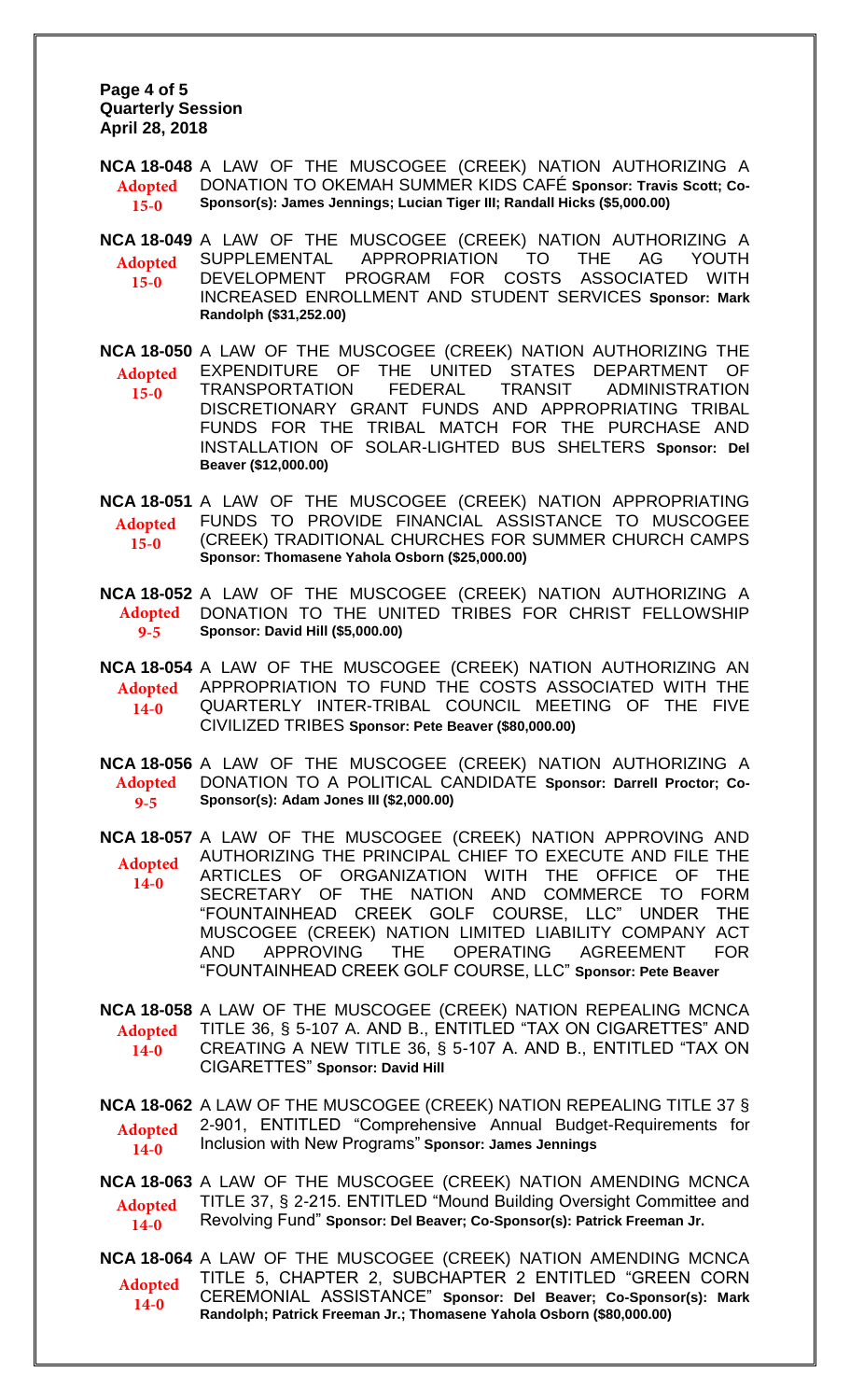**Page 4 of 5**
**Quarterly Session**
**April 28, 2018**

**NCA 18-048** A LAW OF THE MUSCOGEE (CREEK) NATION AUTHORIZING A DONATION TO OKEMAH SUMMER KIDS CAFÉ **Sponsor: Travis Scott; Co-Sponsor(s): James Jennings; Lucian Tiger III; Randall Hicks ($5,000.00)**
Adopted 15-0

**NCA 18-049** A LAW OF THE MUSCOGEE (CREEK) NATION AUTHORIZING A SUPPLEMENTAL APPROPRIATION TO THE AG YOUTH DEVELOPMENT PROGRAM FOR COSTS ASSOCIATED WITH INCREASED ENROLLMENT AND STUDENT SERVICES **Sponsor: Mark Randolph ($31,252.00)**
Adopted 15-0

**NCA 18-050** A LAW OF THE MUSCOGEE (CREEK) NATION AUTHORIZING THE EXPENDITURE OF THE UNITED STATES DEPARTMENT OF TRANSPORTATION FEDERAL TRANSIT ADMINISTRATION DISCRETIONARY GRANT FUNDS AND APPROPRIATING TRIBAL FUNDS FOR THE TRIBAL MATCH FOR THE PURCHASE AND INSTALLATION OF SOLAR-LIGHTED BUS SHELTERS **Sponsor: Del Beaver ($12,000.00)**
Adopted 15-0

**NCA 18-051** A LAW OF THE MUSCOGEE (CREEK) NATION APPROPRIATING FUNDS TO PROVIDE FINANCIAL ASSISTANCE TO MUSCOGEE (CREEK) TRADITIONAL CHURCHES FOR SUMMER CHURCH CAMPS **Sponsor: Thomasene Yahola Osborn ($25,000.00)**
Adopted 15-0

**NCA 18-052** A LAW OF THE MUSCOGEE (CREEK) NATION AUTHORIZING A DONATION TO THE UNITED TRIBES FOR CHRIST FELLOWSHIP **Sponsor: David Hill ($5,000.00)**
Adopted 9-5

**NCA 18-054** A LAW OF THE MUSCOGEE (CREEK) NATION AUTHORIZING AN APPROPRIATION TO FUND THE COSTS ASSOCIATED WITH THE QUARTERLY INTER-TRIBAL COUNCIL MEETING OF THE FIVE CIVILIZED TRIBES **Sponsor: Pete Beaver ($80,000.00)**
Adopted 14-0

**NCA 18-056** A LAW OF THE MUSCOGEE (CREEK) NATION AUTHORIZING A DONATION TO A POLITICAL CANDIDATE **Sponsor: Darrell Proctor; Co-Sponsor(s): Adam Jones III ($2,000.00)**
Adopted 9-5

**NCA 18-057** A LAW OF THE MUSCOGEE (CREEK) NATION APPROVING AND AUTHORIZING THE PRINCIPAL CHIEF TO EXECUTE AND FILE THE ARTICLES OF ORGANIZATION WITH THE OFFICE OF THE SECRETARY OF THE NATION AND COMMERCE TO FORM "FOUNTAINHEAD CREEK GOLF COURSE, LLC" UNDER THE MUSCOGEE (CREEK) NATION LIMITED LIABILITY COMPANY ACT AND APPROVING THE OPERATING AGREEMENT FOR "FOUNTAINHEAD CREEK GOLF COURSE, LLC" **Sponsor: Pete Beaver**
Adopted 14-0

**NCA 18-058** A LAW OF THE MUSCOGEE (CREEK) NATION REPEALING MCNCA TITLE 36, § 5-107 A. AND B., ENTITLED "TAX ON CIGARETTES" AND CREATING A NEW TITLE 36, § 5-107 A. AND B., ENTITLED "TAX ON CIGARETTES" **Sponsor: David Hill**
Adopted 14-0

**NCA 18-062** A LAW OF THE MUSCOGEE (CREEK) NATION REPEALING TITLE 37 § 2-901, ENTITLED "Comprehensive Annual Budget-Requirements for Inclusion with New Programs" **Sponsor: James Jennings**
Adopted 14-0

**NCA 18-063** A LAW OF THE MUSCOGEE (CREEK) NATION AMENDING MCNCA TITLE 37, § 2-215. ENTITLED "Mound Building Oversight Committee and Revolving Fund" **Sponsor: Del Beaver; Co-Sponsor(s): Patrick Freeman Jr.**
Adopted 14-0

**NCA 18-064** A LAW OF THE MUSCOGEE (CREEK) NATION AMENDING MCNCA TITLE 5, CHAPTER 2, SUBCHAPTER 2 ENTITLED "GREEN CORN CEREMONIAL ASSISTANCE" **Sponsor: Del Beaver; Co-Sponsor(s): Mark Randolph; Patrick Freeman Jr.; Thomasene Yahola Osborn ($80,000.00)**
Adopted 14-0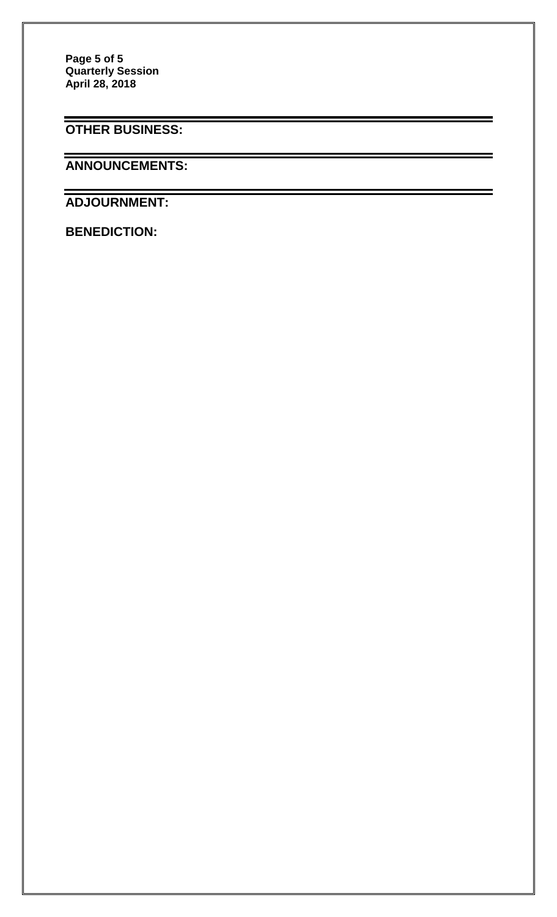**OTHER BUSINESS:**

---

**ANNOUNCEMENTS:**

---

**ADJOURNMENT:**

**BENEDICTION:**